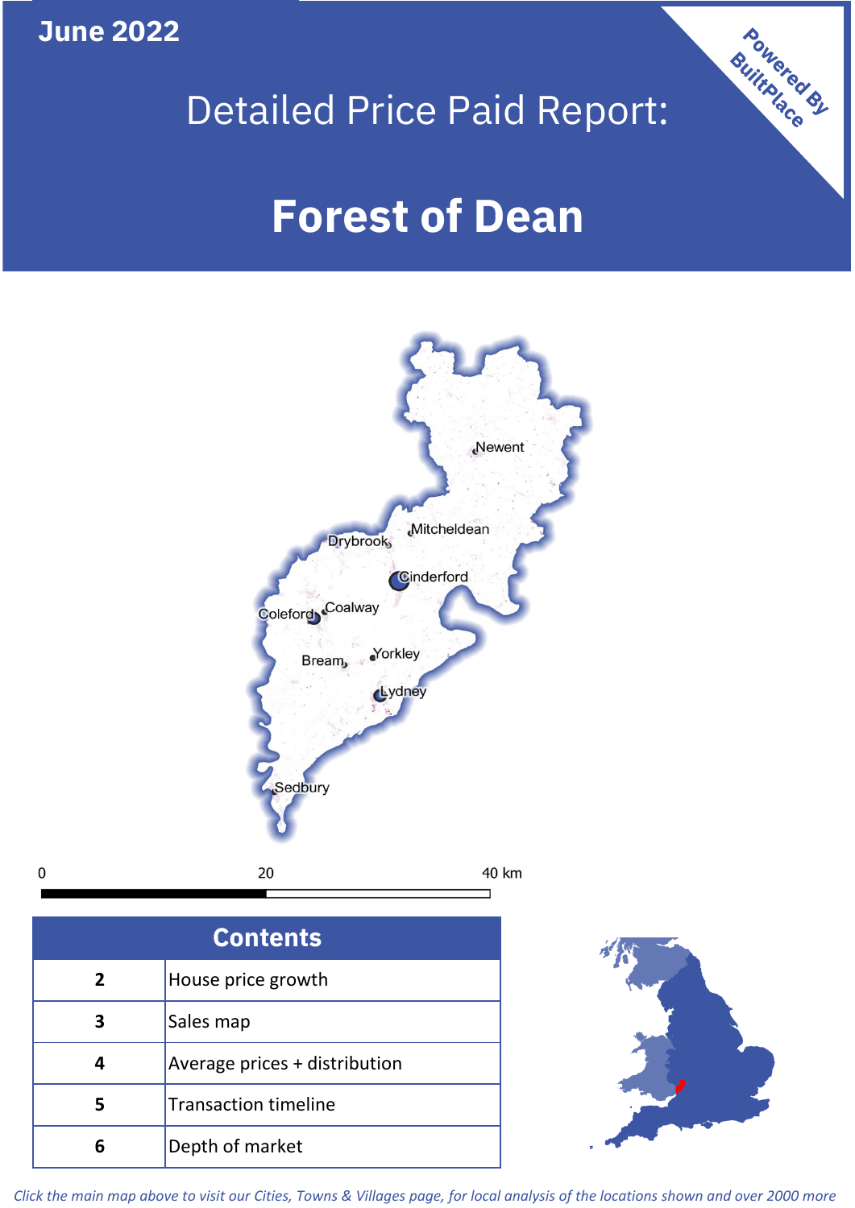June 2022

# Detailed Price Paid Report:

# Forest of Dean

Powered By BuiltPlace

Newent
Mitcheldean
Drybrook
Cinderford
Coleford
Coalway
Bream
Yorkley
Lydney
Sedbury

0 20 40 km

| Contents | |
|---|---|
| 2 | House price growth |
| 3 | Sales map |
| 4 | Average prices + distribution |
| 5 | Transaction timeline |
| 6 | Depth of market |

*Click the main map above to visit our Cities, Towns & Villages page, for local analysis of the locations shown and over 2000 more*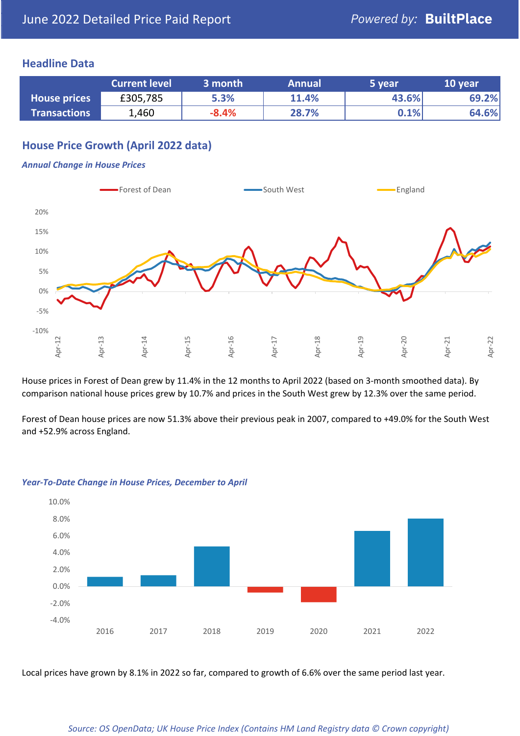June 2022 Detailed Price Paid Report

*Powered by:* **BuiltPlace**

## Headline Data

| | Current level | 3 month | Annual | 5 year | 10 year |
|---|---|---|---|---|---|
| **House prices** | £305,785 | 5.3% | 11.4% | 43.6% | 69.2% |
| **Transactions** | 1,460 | -8.4% | 28.7% | 0.1% | 64.6% |

## House Price Growth (April 2022 data)

### *Annual Change in House Prices*

House prices in Forest of Dean grew by 11.4% in the 12 months to April 2022 (based on 3-month smoothed data). By comparison national house prices grew by 10.7% and prices in the South West grew by 12.3% over the same period.

Forest of Dean house prices are now 51.3% above their previous peak in 2007, compared to +49.0% for the South West and +52.9% across England.

### *Year-To-Date Change in House Prices, December to April*

Local prices have grown by 8.1% in 2022 so far, compared to growth of 6.6% over the same period last year.

*Source: OS OpenData; UK House Price Index (Contains HM Land Registry data © Crown copyright)*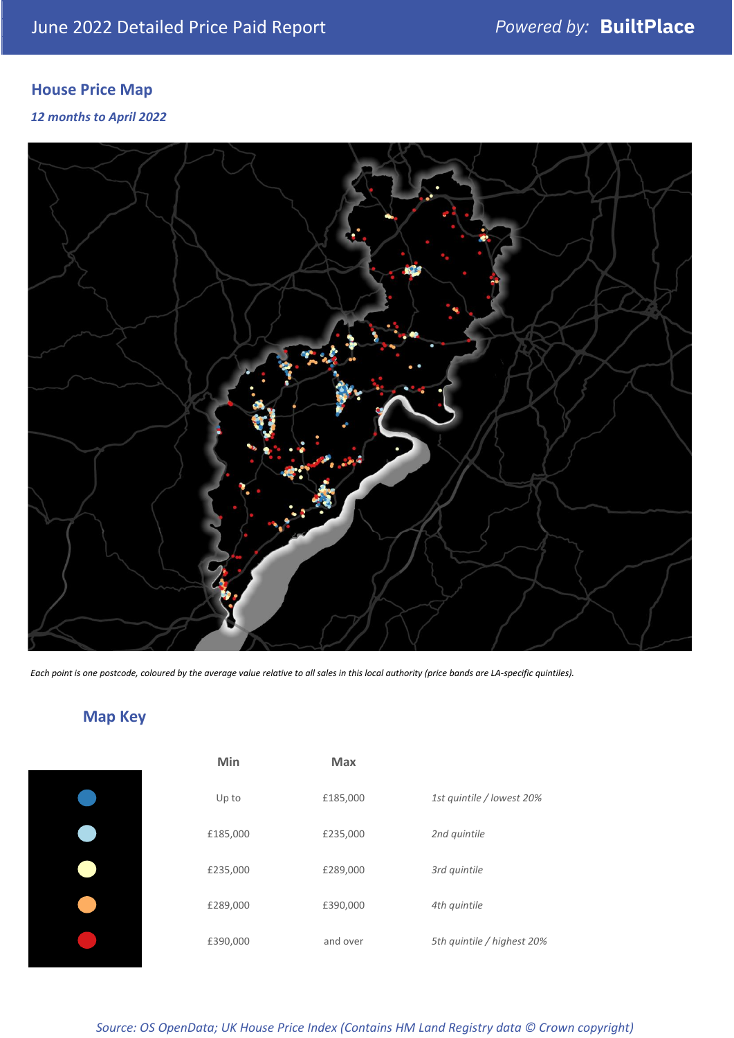## House Price Map

*12 months to April 2022*

*Each point is one postcode, coloured by the average value relative to all sales in this local authority (price bands are LA-specific quintiles).*

## Map Key

| | Min | Max | |
|---|---|---|---|
| | Up to | £185,000 | *1st quintile / lowest 20%* |
| | £185,000 | £235,000 | *2nd quintile* |
| | £235,000 | £289,000 | *3rd quintile* |
| | £289,000 | £390,000 | *4th quintile* |
| | £390,000 | and over | *5th quintile / highest 20%* |

*Source: OS OpenData; UK House Price Index (Contains HM Land Registry data © Crown copyright)*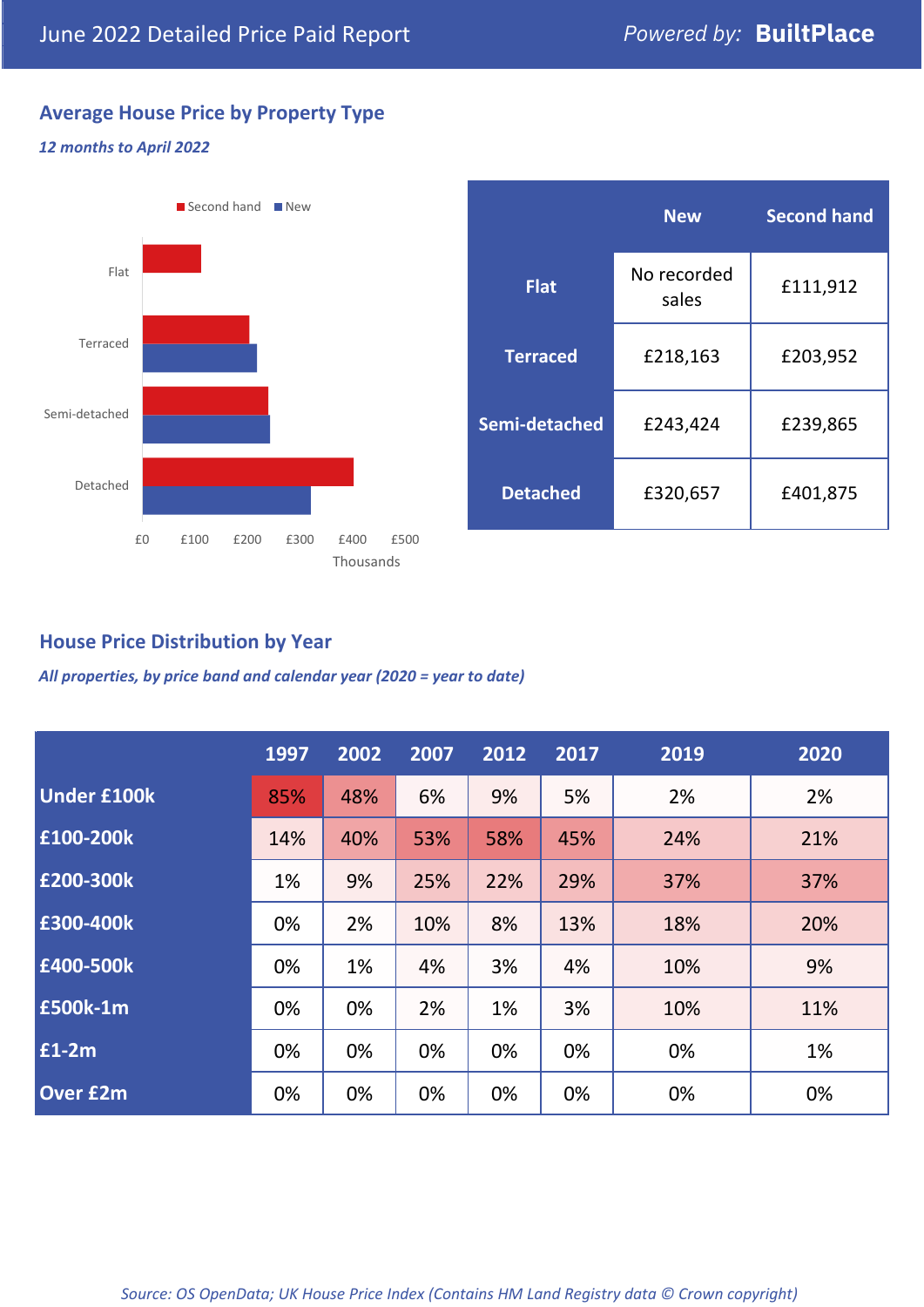June 2022 Detailed Price Paid Report

Powered by: **BuiltPlace**

## Average House Price by Property Type

*12 months to April 2022*

| | New | Second hand |
|---|---|---|
| **Flat** | No recorded sales | £111,912 |
| **Terraced** | £218,163 | £203,952 |
| **Semi-detached** | £243,424 | £239,865 |
| **Detached** | £320,657 | £401,875 |

## House Price Distribution by Year

*All properties, by price band and calendar year (2020 = year to date)*

| | 1997 | 2002 | 2007 | 2012 | 2017 | 2019 | 2020 |
|---|---|---|---|---|---|---|---|
| **Under £100k** | 85% | 48% | 6% | 9% | 5% | 2% | 2% |
| **£100-200k** | 14% | 40% | 53% | 58% | 45% | 24% | 21% |
| **£200-300k** | 1% | 9% | 25% | 22% | 29% | 37% | 37% |
| **£300-400k** | 0% | 2% | 10% | 8% | 13% | 18% | 20% |
| **£400-500k** | 0% | 1% | 4% | 3% | 4% | 10% | 9% |
| **£500k-1m** | 0% | 0% | 2% | 1% | 3% | 10% | 11% |
| **£1-2m** | 0% | 0% | 0% | 0% | 0% | 0% | 1% |
| **Over £2m** | 0% | 0% | 0% | 0% | 0% | 0% | 0% |

*Source: OS OpenData; UK House Price Index (Contains HM Land Registry data © Crown copyright)*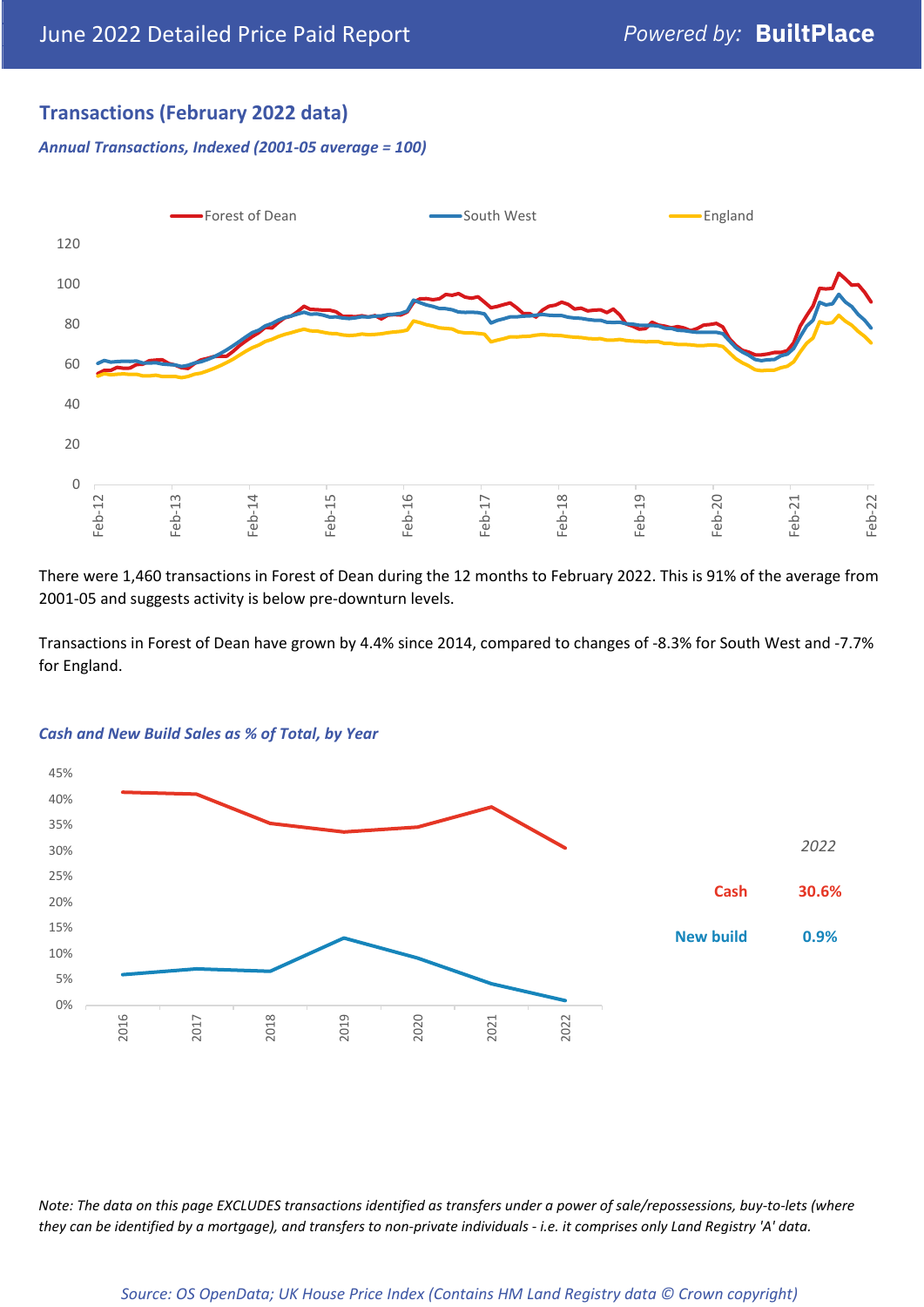## Transactions (February 2022 data)

*Annual Transactions, Indexed (2001-05 average = 100)*

There were 1,460 transactions in Forest of Dean during the 12 months to February 2022. This is 91% of the average from 2001-05 and suggests activity is below pre-downturn levels.

Transactions in Forest of Dean have grown by 4.4% since 2014, compared to changes of -8.3% for South West and -7.7% for England.

*Cash and New Build Sales as % of Total, by Year*

| 2022 | |
|---|---|
| Cash | 30.6% |
| New build | 0.9% |

*Note: The data on this page EXCLUDES transactions identified as transfers under a power of sale/repossessions, buy-to-lets (where they can be identified by a mortgage), and transfers to non-private individuals - i.e. it comprises only Land Registry 'A' data.*

*Source: OS OpenData; UK House Price Index (Contains HM Land Registry data © Crown copyright)*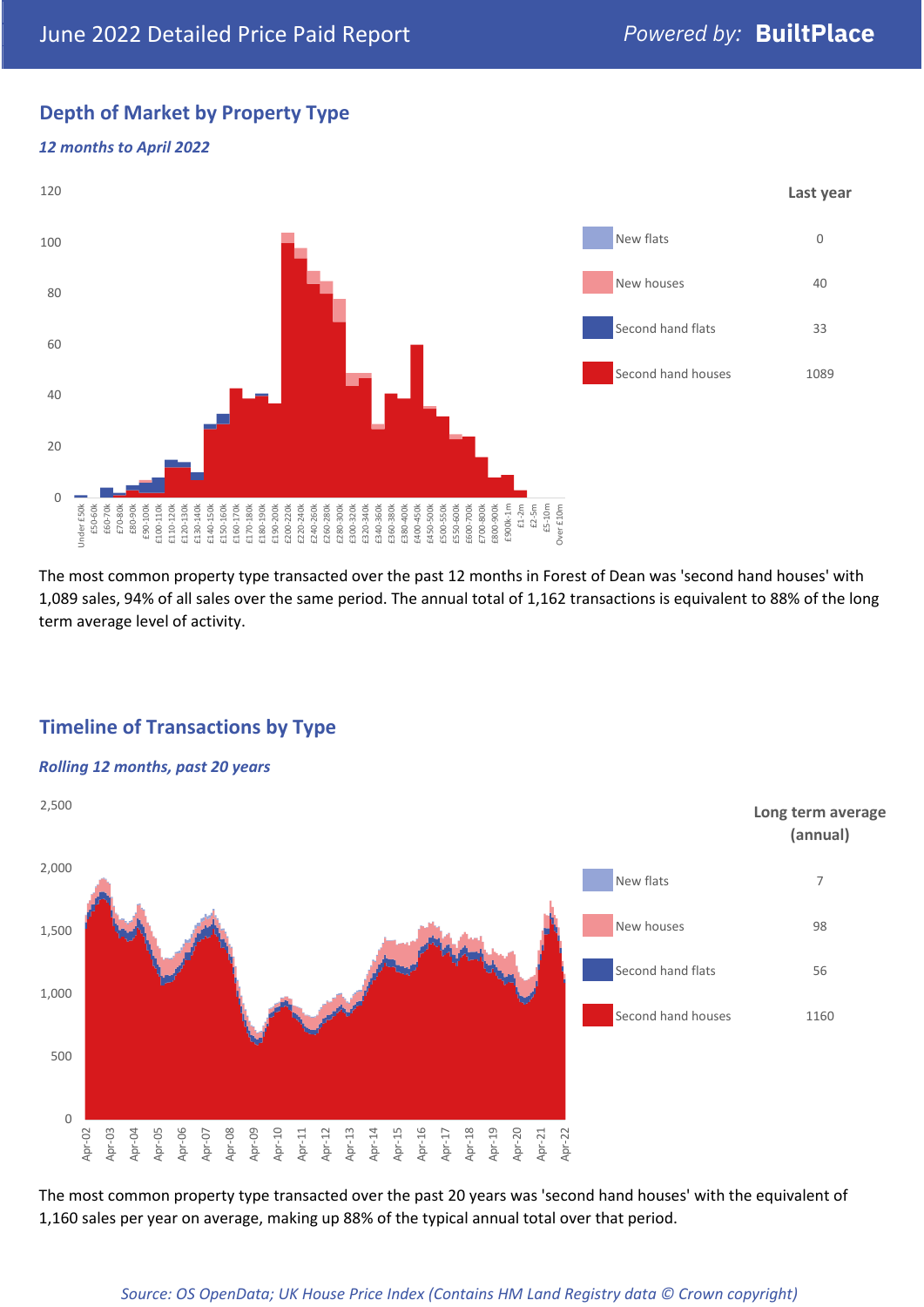June 2022 Detailed Price Paid Report

Powered by: **BuiltPlace**

## Depth of Market by Property Type

*12 months to April 2022*

120
100
80
60
40
20
0

Under £50k, £50-60k, £60-70k, £70-80k, £80-90k, £90-100k, £100-110k, £110-120k, £120-130k, £130-140k, £140-150k, £150-160k, £160-170k, £170-180k, £180-190k, £190-200k, £200-220k, £220-240k, £240-260k, £260-280k, £280-300k, £300-320k, £320-340k, £340-360k, £360-380k, £380-400k, £400-450k, £450-500k, £500-550k, £550-600k, £600-700k, £700-800k, £800-900k, £900k-1m, £1-2m, £2-5m, £5-10m, Over £10m

**Last year**

New flats 0
New houses 40
Second hand flats 33
Second hand houses 1089

The most common property type transacted over the past 12 months in Forest of Dean was 'second hand houses' with 1,089 sales, 94% of all sales over the same period. The annual total of 1,162 transactions is equivalent to 88% of the long term average level of activity.

## Timeline of Transactions by Type

*Rolling 12 months, past 20 years*

2,500
2,000
1,500
1,000
500
0

Apr-02, Apr-03, Apr-04, Apr-05, Apr-06, Apr-07, Apr-08, Apr-09, Apr-10, Apr-11, Apr-12, Apr-13, Apr-14, Apr-15, Apr-16, Apr-17, Apr-18, Apr-19, Apr-20, Apr-21, Apr-22

**Long term average (annual)**

New flats 7
New houses 98
Second hand flats 56
Second hand houses 1160

The most common property type transacted over the past 20 years was 'second hand houses' with the equivalent of 1,160 sales per year on average, making up 88% of the typical annual total over that period.

*Source: OS OpenData; UK House Price Index (Contains HM Land Registry data © Crown copyright)*